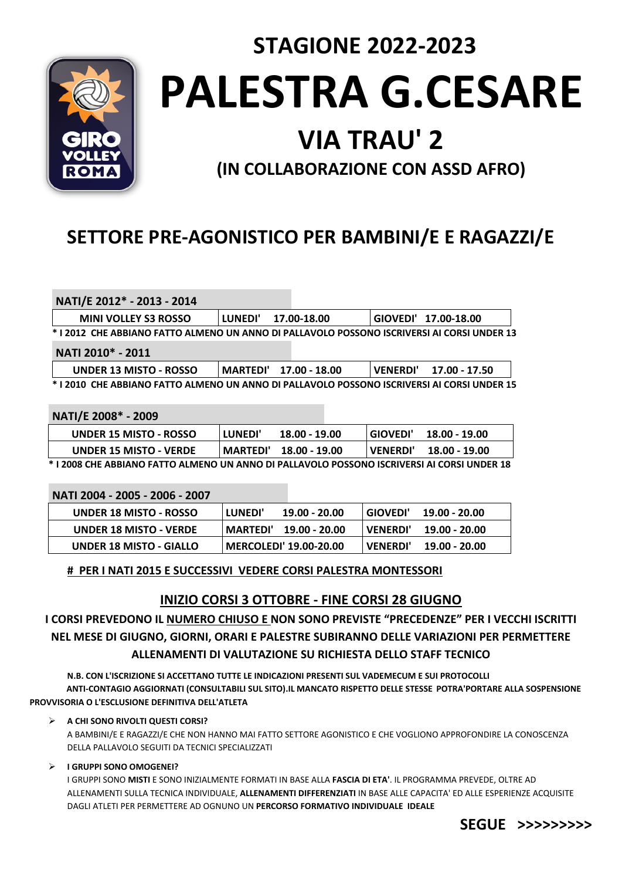## STAGIONE 2022-2023

# PALESTRA G.CESARE

## VIA TRAU' 2

### (IN COLLABORAZIONE CON ASSD AFRO)

## SETTORE PRE-AGONISTICO PER BAMBINI/E E RAGAZZI/E

**NATI/E 2012* - 2013 - 2014**

| | | |
|---|---|---|
| MINI VOLLEY S3 ROSSO | LUNEDI' 17.00-18.00 | GIOVEDI' 17.00-18.00 |

**\* I 2012 CHE ABBIANO FATTO ALMENO UN ANNO DI PALLAVOLO POSSONO ISCRIVERSI AI CORSI UNDER 13**

**NATI 2010* - 2011**

| | | |
|---|---|---|
| UNDER 13 MISTO - ROSSO | MARTEDI' 17.00 - 18.00 | VENERDI' 17.00 - 17.50 |

**\* I 2010 CHE ABBIANO FATTO ALMENO UN ANNO DI PALLAVOLO POSSONO ISCRIVERSI AI CORSI UNDER 15**

**NATI/E 2008* - 2009**

| | | |
|---|---|---|
| UNDER 15 MISTO - ROSSO | LUNEDI' 18.00 - 19.00 | GIOVEDI' 18.00 - 19.00 |
| UNDER 15 MISTO - VERDE | MARTEDI' 18.00 - 19.00 | VENERDI' 18.00 - 19.00 |

**\* I 2008 CHE ABBIANO FATTO ALMENO UN ANNO DI PALLAVOLO POSSONO ISCRIVERSI AI CORSI UNDER 18**

**NATI 2004 - 2005 - 2006 - 2007**

| | | |
|---|---|---|
| UNDER 18 MISTO - ROSSO | LUNEDI' 19.00 - 20.00 | GIOVEDI' 19.00 - 20.00 |
| UNDER 18 MISTO - VERDE | MARTEDI' 19.00 - 20.00 | VENERDI' 19.00 - 20.00 |
| UNDER 18 MISTO - GIALLO | MERCOLEDI' 19.00-20.00 | VENERDI' 19.00 - 20.00 |

**# PER I NATI 2015 E SUCCESSIVI VEDERE CORSI PALESTRA MONTESSORI**

**INIZIO CORSI 3 OTTOBRE - FINE CORSI 28 GIUGNO**

**I CORSI PREVEDONO IL NUMERO CHIUSO E NON SONO PREVISTE "PRECEDENZE" PER I VECCHI ISCRITTI NEL MESE DI GIUGNO, GIORNI, ORARI E PALESTRE SUBIRANNO DELLE VARIAZIONI PER PERMETTERE ALLENAMENTI DI VALUTAZIONE SU RICHIESTA DELLO STAFF TECNICO**

**N.B. CON L'ISCRIZIONE SI ACCETTANO TUTTE LE INDICAZIONI PRESENTI SUL VADEMECUM E SUI PROTOCOLLI ANTI-CONTAGIO AGGIORNATI (CONSULTABILI SUL SITO).IL MANCATO RISPETTO DELLE STESSE POTRA'PORTARE ALLA SOSPENSIONE PROVVISORIA O L'ESCLUSIONE DEFINITIVA DELL'ATLETA**

- **A CHI SONO RIVOLTI QUESTI CORSI?**
  A BAMBINI/E E RAGAZZI/E CHE NON HANNO MAI FATTO SETTORE AGONISTICO E CHE VOGLIONO APPROFONDIRE LA CONOSCENZA DELLA PALLAVOLO SEGUITI DA TECNICI SPECIALIZZATI

- **I GRUPPI SONO OMOGENEI?**
  I GRUPPI SONO **MISTI** E SONO INIZIALMENTE FORMATI IN BASE ALLA **FASCIA DI ETA'**. IL PROGRAMMA PREVEDE, OLTRE AD ALLENAMENTI SULLA TECNICA INDIVIDUALE, **ALLENAMENTI DIFFERENZIATI** IN BASE ALLE CAPACITA' ED ALLE ESPERIENZE ACQUISITE DAGLI ATLETI PER PERMETTERE AD OGNUNO UN **PERCORSO FORMATIVO INDIVIDUALE IDEALE**

**SEGUE >>>>>>>>>**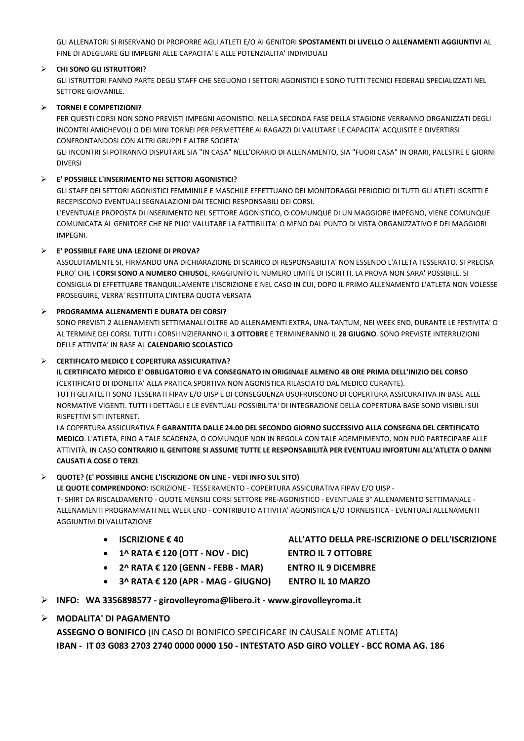GLI ALLENATORI SI RISERVANO DI PROPORRE AGLI ATLETI E/O AI GENITORI **SPOSTAMENTI DI LIVELLO** O **ALLENAMENTI AGGIUNTIVI** AL FINE DI ADEGUARE GLI IMPEGNI ALLE CAPACITA' E ALLE POTENZIALITA' INDIVIDUALI

- **CHI SONO GLI ISTRUTTORI?**

  GLI ISTRUTTORI FANNO PARTE DEGLI STAFF CHE SEGUONO I SETTORI AGONISTICI E SONO TUTTI TECNICI FEDERALI SPECIALIZZATI NEL SETTORE GIOVANILE.

- **TORNEI E COMPETIZIONI?**

  PER QUESTI CORSI NON SONO PREVISTI IMPEGNI AGONISTICI. NELLA SECONDA FASE DELLA STAGIONE VERRANNO ORGANIZZATI DEGLI INCONTRI AMICHEVOLI O DEI MINI TORNEI PER PERMETTERE AI RAGAZZI DI VALUTARE LE CAPACITA' ACQUISITE E DIVERTIRSI CONFRONTANDOSI CON ALTRI GRUPPI E ALTRE SOCIETA'

  GLI INCONTRI SI POTRANNO DISPUTARE SIA "IN CASA" NELL'ORARIO DI ALLENAMENTO, SIA "FUORI CASA" IN ORARI, PALESTRE E GIORNI DIVERSI

- **E' POSSIBILE L'INSERIMENTO NEI SETTORI AGONISTICI?**

  GLI STAFF DEI SETTORI AGONISTICI FEMMINILE E MASCHILE EFFETTUANO DEI MONITORAGGI PERIODICI DI TUTTI GLI ATLETI ISCRITTI E RECEPISCONO EVENTUALI SEGNALAZIONI DAI TECNICI RESPONSABILI DEI CORSI.

  L'EVENTUALE PROPOSTA DI INSERIMENTO NEL SETTORE AGONISTICO, O COMUNQUE DI UN MAGGIORE IMPEGNO, VIENE COMUNQUE COMUNICATA AL GENITORE CHE NE PUO' VALUTARE LA FATTIBILITA' O MENO DAL PUNTO DI VISTA ORGANIZZATIVO E DEI MAGGIORI IMPEGNI.

- **E' POSSIBILE FARE UNA LEZIONE DI PROVA?**

  ASSOLUTAMENTE SI, FIRMANDO UNA DICHIARAZIONE DI SCARICO DI RESPONSABILITA' NON ESSENDO L'ATLETA TESSERATO. SI PRECISA PERO' CHE I **CORSI SONO A NUMERO CHIUSO**E, RAGGIUNTO IL NUMERO LIMITE DI ISCRITTI, LA PROVA NON SARA' POSSIBILE. SI CONSIGLIA DI EFFETTUARE TRANQUILLAMENTE L'ISCRIZIONE E NEL CASO IN CUI, DOPO IL PRIMO ALLENAMENTO L'ATLETA NON VOLESSE PROSEGUIRE, VERRA' RESTITUITA L'INTERA QUOTA VERSATA

- **PROGRAMMA ALLENAMENTI E DURATA DEI CORSI?**

  SONO PREVISTI 2 ALLENAMENTI SETTIMANALI OLTRE AD ALLENAMENTI EXTRA, UNA-TANTUM, NEI WEEK END, DURANTE LE FESTIVITA' O AL TERMINE DEI CORSI. TUTTI I CORSI INIZIERANNO IL **3 OTTOBRE** E TERMINERANNO IL **28 GIUGNO**. SONO PREVISTE INTERRUZIONI DELLE ATTIVITA' IN BASE AL **CALENDARIO SCOLASTICO**

- **CERTIFICATO MEDICO E COPERTURA ASSICURATIVA?**

  **IL CERTIFICATO MEDICO E' OBBLIGATORIO E VA CONSEGNATO IN ORIGINALE ALMENO 48 ORE PRIMA DELL'INIZIO DEL CORSO** (CERTIFICATO DI IDONEITA' ALLA PRATICA SPORTIVA NON AGONISTICA RILASCIATO DAL MEDICO CURANTE).

  TUTTI GLI ATLETI SONO TESSERATI FIPAV E/O UISP E DI CONSEGUENZA USUFRUISCONO DI COPERTURA ASSICURATIVA IN BASE ALLE NORMATIVE VIGENTI. TUTTI I DETTAGLI E LE EVENTUALI POSSIBILITA' DI INTEGRAZIONE DELLA COPERTURA BASE SONO VISIBILI SUI RISPETTIVI SITI INTERNET.

  LA COPERTURA ASSICURATIVA È **GARANTITA DALLE 24.00 DEL SECONDO GIORNO SUCCESSIVO ALLA CONSEGNA DEL CERTIFICATO MEDICO**. L'ATLETA, FINO A TALE SCADENZA, O COMUNQUE NON IN REGOLA CON TALE ADEMPIMENTO, NON PUÒ PARTECIPARE ALLE ATTIVITÀ. IN CASO **CONTRARIO IL GENITORE SI ASSUME TUTTE LE RESPONSABILITÀ PER EVENTUALI INFORTUNI ALL'ATLETA O DANNI CAUSATI A COSE O TERZI**.

- **QUOTE? (E' POSSIBILE ANCHE L'ISCRIZIONE ON LINE - VEDI INFO SUL SITO)**

  **LE QUOTE COMPRENDONO**: ISCRIZIONE - TESSERAMENTO - COPERTURA ASSICURATIVA FIPAV E/O UISP - T- SHIRT DA RISCALDAMENTO - QUOTE MENSILI CORSI SETTORE PRE-AGONISTICO - EVENTUALE 3° ALLENAMENTO SETTIMANALE - ALLENAMENTI PROGRAMMATI NEL WEEK END - CONTRIBUTO ATTIVITA' AGONISTICA E/O TORNEISTICA - EVENTUALI ALLENAMENTI AGGIUNTIVI DI VALUTAZIONE

  - **ISCRIZIONE € 40** — **ALL'ATTO DELLA PRE-ISCRIZIONE O DELL'ISCRIZIONE**
  - **1^ RATA € 120 (OTT - NOV - DIC)** — **ENTRO IL 7 OTTOBRE**
  - **2^ RATA € 120 (GENN - FEBB - MAR)** — **ENTRO IL 9 DICEMBRE**
  - **3^ RATA € 120 (APR - MAG - GIUGNO)** — **ENTRO IL 10 MARZO**

- **INFO: WA 3356898577 - girovolleyroma@libero.it - www.girovolleyroma.it**

- **MODALITA' DI PAGAMENTO**

  **ASSEGNO O BONIFICO** (IN CASO DI BONIFICO SPECIFICARE IN CAUSALE NOME ATLETA)

  **IBAN - IT 03 G083 2703 2740 0000 0000 150 - INTESTATO ASD GIRO VOLLEY - BCC ROMA AG. 186**